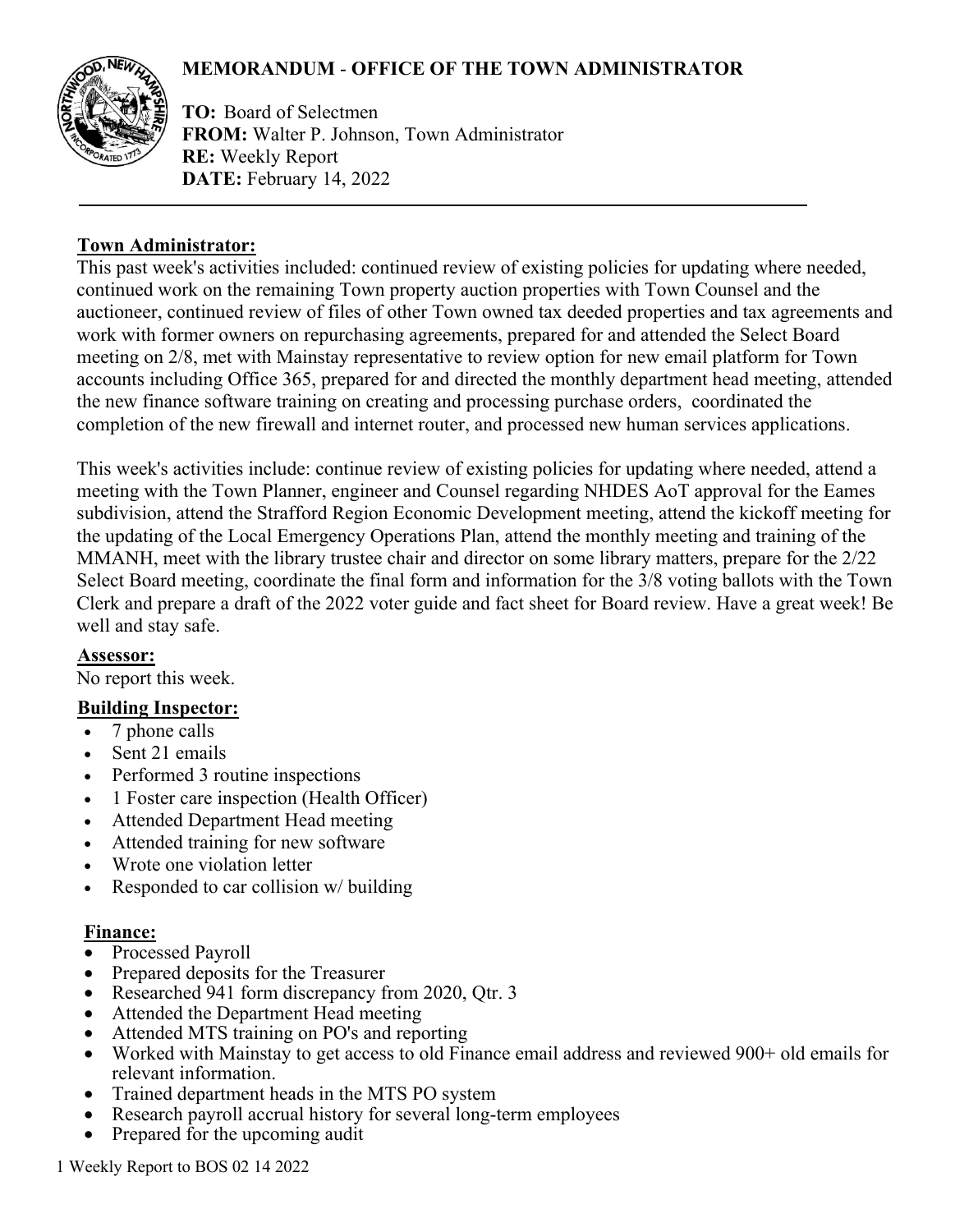# MEMORANDUM - OFFICE OF THE TOWN ADMINISTRATOR

**TO:** Board of Selectmen
**FROM:** Walter P. Johnson, Town Administrator
**RE:** Weekly Report
**DATE:** February 14, 2022

---

## Town Administrator:

This past week's activities included: continued review of existing policies for updating where needed, continued work on the remaining Town property auction properties with Town Counsel and the auctioneer, continued review of files of other Town owned tax deeded properties and tax agreements and work with former owners on repurchasing agreements, prepared for and attended the Select Board meeting on 2/8, met with Mainstay representative to review option for new email platform for Town accounts including Office 365, prepared for and directed the monthly department head meeting, attended the new finance software training on creating and processing purchase orders, coordinated the completion of the new firewall and internet router, and processed new human services applications.

This week's activities include: continue review of existing policies for updating where needed, attend a meeting with the Town Planner, engineer and Counsel regarding NHDES AoT approval for the Eames subdivision, attend the Strafford Region Economic Development meeting, attend the kickoff meeting for the updating of the Local Emergency Operations Plan, attend the monthly meeting and training of the MMANH, meet with the library trustee chair and director on some library matters, prepare for the 2/22 Select Board meeting, coordinate the final form and information for the 3/8 voting ballots with the Town Clerk and prepare a draft of the 2022 voter guide and fact sheet for Board review. Have a great week! Be well and stay safe.

## Assessor:

No report this week.

## Building Inspector:

- 7 phone calls
- Sent 21 emails
- Performed 3 routine inspections
- 1 Foster care inspection (Health Officer)
- Attended Department Head meeting
- Attended training for new software
- Wrote one violation letter
- Responded to car collision w/ building

## Finance:

- Processed Payroll
- Prepared deposits for the Treasurer
- Researched 941 form discrepancy from 2020, Qtr. 3
- Attended the Department Head meeting
- Attended MTS training on PO's and reporting
- Worked with Mainstay to get access to old Finance email address and reviewed 900+ old emails for relevant information.
- Trained department heads in the MTS PO system
- Research payroll accrual history for several long-term employees
- Prepared for the upcoming audit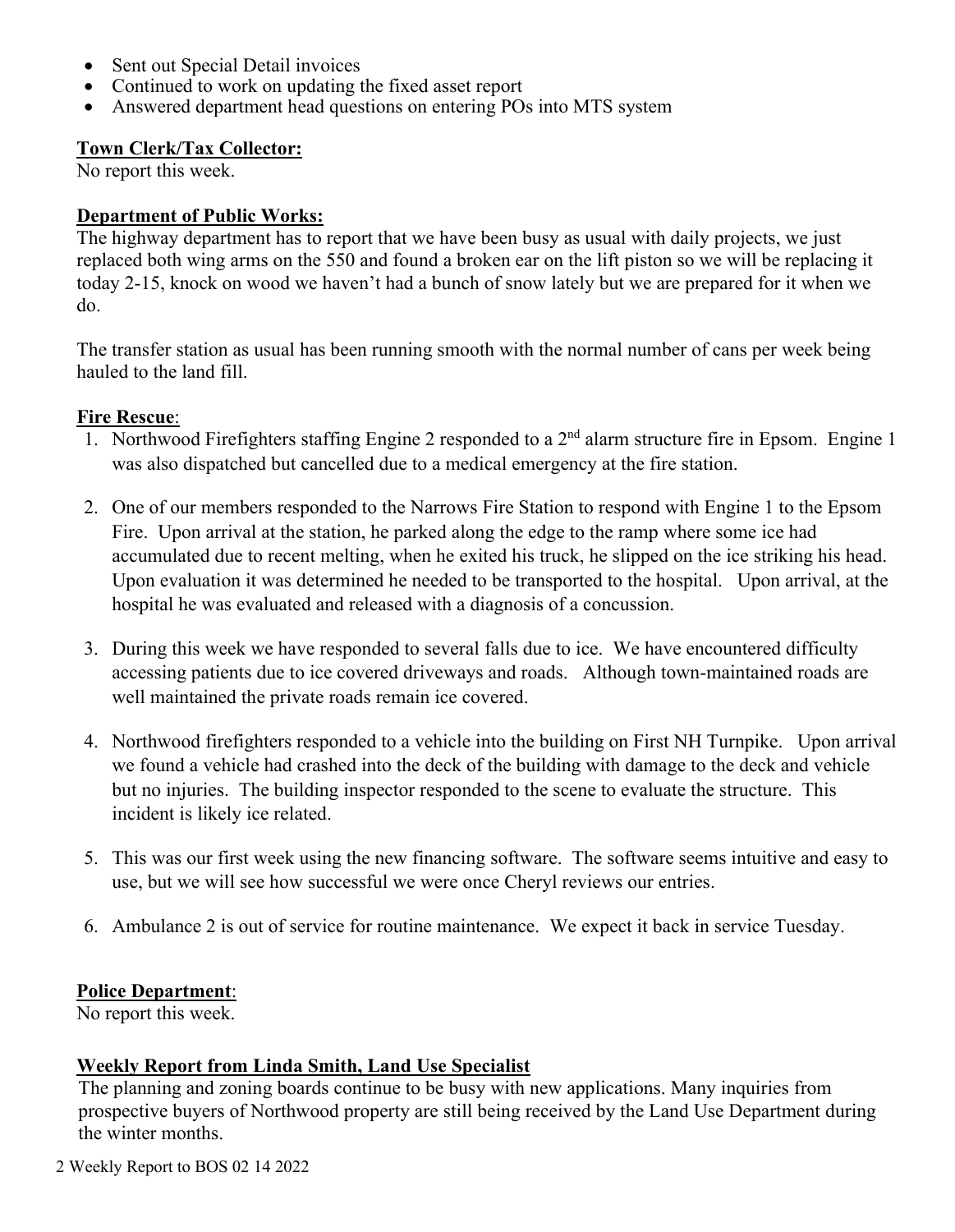- Sent out Special Detail invoices
- Continued to work on updating the fixed asset report
- Answered department head questions on entering POs into MTS system

**Town Clerk/Tax Collector:**

No report this week.

**Department of Public Works:**

The highway department has to report that we have been busy as usual with daily projects, we just replaced both wing arms on the 550 and found a broken ear on the lift piston so we will be replacing it today 2-15, knock on wood we haven't had a bunch of snow lately but we are prepared for it when we do.

The transfer station as usual has been running smooth with the normal number of cans per week being hauled to the land fill.

**Fire Rescue**:

1. Northwood Firefighters staffing Engine 2 responded to a 2nd alarm structure fire in Epsom. Engine 1 was also dispatched but cancelled due to a medical emergency at the fire station.

2. One of our members responded to the Narrows Fire Station to respond with Engine 1 to the Epsom Fire. Upon arrival at the station, he parked along the edge to the ramp where some ice had accumulated due to recent melting, when he exited his truck, he slipped on the ice striking his head. Upon evaluation it was determined he needed to be transported to the hospital. Upon arrival, at the hospital he was evaluated and released with a diagnosis of a concussion.

3. During this week we have responded to several falls due to ice. We have encountered difficulty accessing patients due to ice covered driveways and roads. Although town-maintained roads are well maintained the private roads remain ice covered.

4. Northwood firefighters responded to a vehicle into the building on First NH Turnpike. Upon arrival we found a vehicle had crashed into the deck of the building with damage to the deck and vehicle but no injuries. The building inspector responded to the scene to evaluate the structure. This incident is likely ice related.

5. This was our first week using the new financing software. The software seems intuitive and easy to use, but we will see how successful we were once Cheryl reviews our entries.

6. Ambulance 2 is out of service for routine maintenance. We expect it back in service Tuesday.

**Police Department**:

No report this week.

**Weekly Report from Linda Smith, Land Use Specialist**

The planning and zoning boards continue to be busy with new applications. Many inquiries from prospective buyers of Northwood property are still being received by the Land Use Department during the winter months.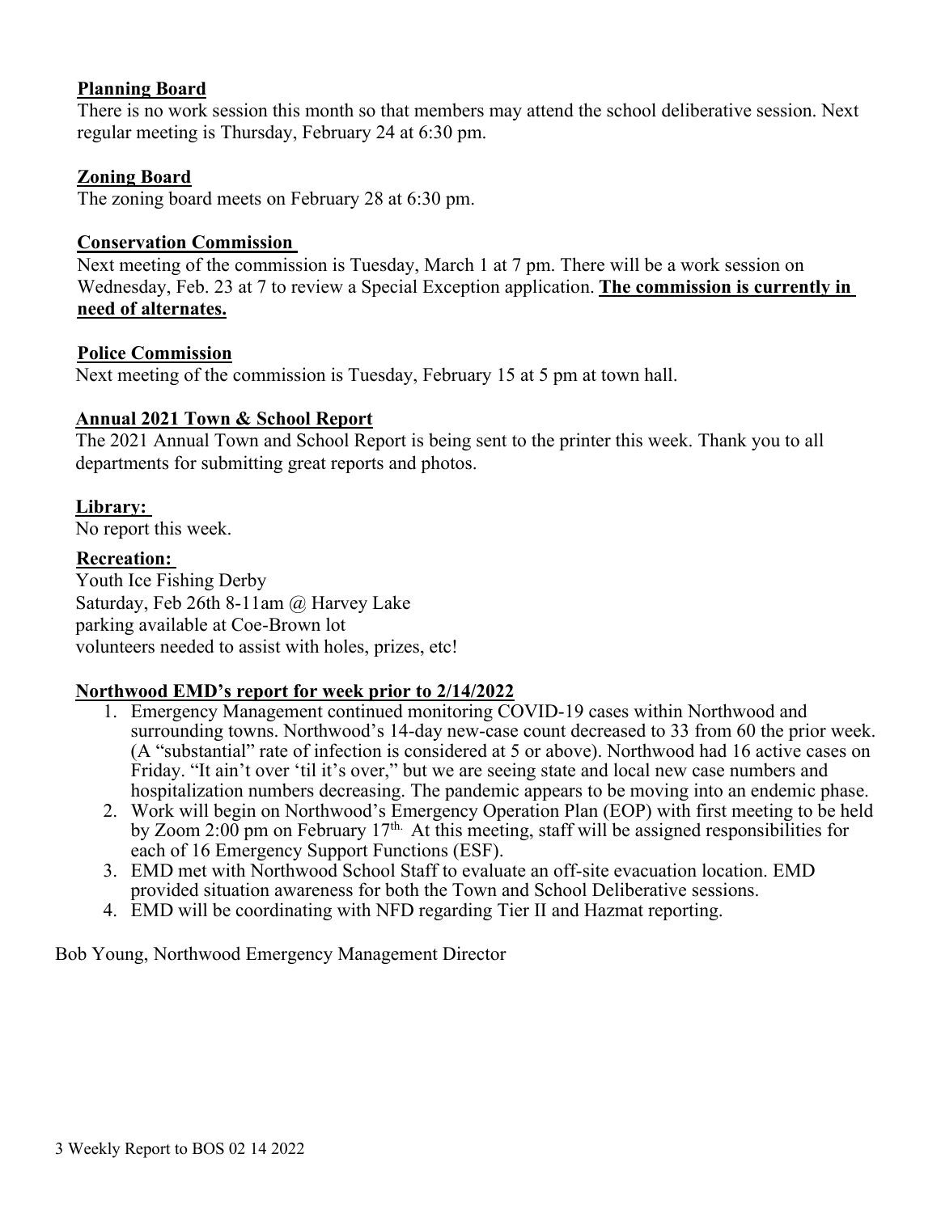**Planning Board**

There is no work session this month so that members may attend the school deliberative session. Next regular meeting is Thursday, February 24 at 6:30 pm.

**Zoning Board**

The zoning board meets on February 28 at 6:30 pm.

**Conservation Commission**

Next meeting of the commission is Tuesday, March 1 at 7 pm. There will be a work session on Wednesday, Feb. 23 at 7 to review a Special Exception application. **The commission is currently in need of alternates.**

**Police Commission**

Next meeting of the commission is Tuesday, February 15 at 5 pm at town hall.

**Annual 2021 Town & School Report**

The 2021 Annual Town and School Report is being sent to the printer this week. Thank you to all departments for submitting great reports and photos.

**Library:**

No report this week.

**Recreation:**

Youth Ice Fishing Derby
Saturday, Feb 26th 8-11am @ Harvey Lake
parking available at Coe-Brown lot
volunteers needed to assist with holes, prizes, etc!

**Northwood EMD's report for week prior to 2/14/2022**

1. Emergency Management continued monitoring COVID-19 cases within Northwood and surrounding towns. Northwood's 14-day new-case count decreased to 33 from 60 the prior week. (A "substantial" rate of infection is considered at 5 or above). Northwood had 16 active cases on Friday. "It ain't over 'til it's over," but we are seeing state and local new case numbers and hospitalization numbers decreasing. The pandemic appears to be moving into an endemic phase.
2. Work will begin on Northwood's Emergency Operation Plan (EOP) with first meeting to be held by Zoom 2:00 pm on February 17th. At this meeting, staff will be assigned responsibilities for each of 16 Emergency Support Functions (ESF).
3. EMD met with Northwood School Staff to evaluate an off-site evacuation location. EMD provided situation awareness for both the Town and School Deliberative sessions.
4. EMD will be coordinating with NFD regarding Tier II and Hazmat reporting.

Bob Young, Northwood Emergency Management Director